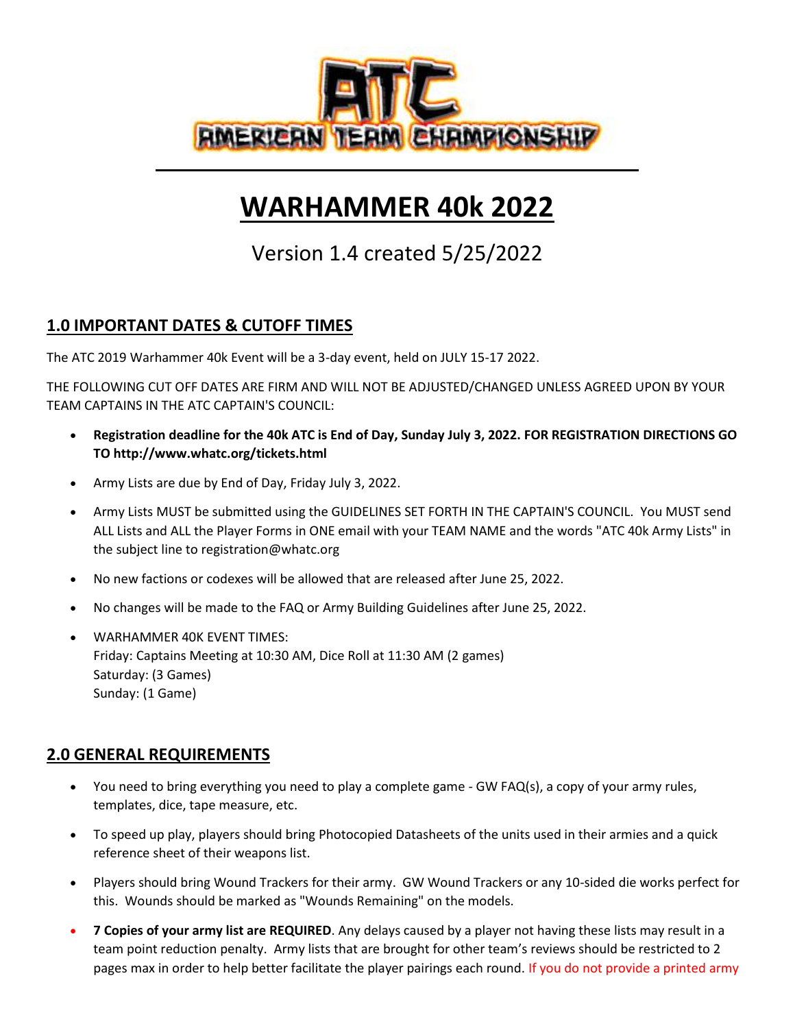# WARHAMMER 40k 2022

Version 1.4 created 5/25/2022

## 1.0 IMPORTANT DATES & CUTOFF TIMES

The ATC 2019 Warhammer 40k Event will be a 3-day event, held on JULY 15-17 2022.

THE FOLLOWING CUT OFF DATES ARE FIRM AND WILL NOT BE ADJUSTED/CHANGED UNLESS AGREED UPON BY YOUR TEAM CAPTAINS IN THE ATC CAPTAIN'S COUNCIL:

- **Registration deadline for the 40k ATC is End of Day, Sunday July 3, 2022. FOR REGISTRATION DIRECTIONS GO TO http://www.whatc.org/tickets.html**
- Army Lists are due by End of Day, Friday July 3, 2022.
- Army Lists MUST be submitted using the GUIDELINES SET FORTH IN THE CAPTAIN'S COUNCIL. You MUST send ALL Lists and ALL the Player Forms in ONE email with your TEAM NAME and the words "ATC 40k Army Lists" in the subject line to registration@whatc.org
- No new factions or codexes will be allowed that are released after June 25, 2022.
- No changes will be made to the FAQ or Army Building Guidelines after June 25, 2022.
- WARHAMMER 40K EVENT TIMES:
  Friday: Captains Meeting at 10:30 AM, Dice Roll at 11:30 AM (2 games)
  Saturday: (3 Games)
  Sunday: (1 Game)

## 2.0 GENERAL REQUIREMENTS

- You need to bring everything you need to play a complete game - GW FAQ(s), a copy of your army rules, templates, dice, tape measure, etc.
- To speed up play, players should bring Photocopied Datasheets of the units used in their armies and a quick reference sheet of their weapons list.
- Players should bring Wound Trackers for their army. GW Wound Trackers or any 10-sided die works perfect for this. Wounds should be marked as "Wounds Remaining" on the models.
- **7 Copies of your army list are REQUIRED**. Any delays caused by a player not having these lists may result in a team point reduction penalty. Army lists that are brought for other team's reviews should be restricted to 2 pages max in order to help better facilitate the player pairings each round. If you do not provide a printed army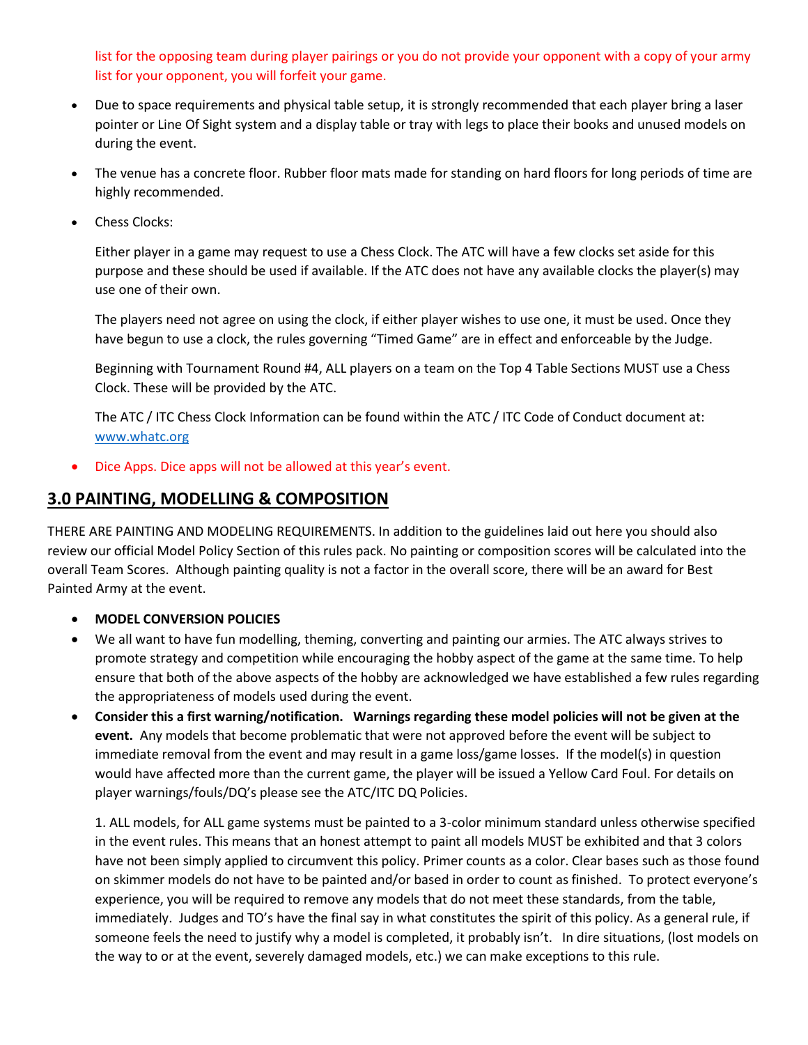list for the opposing team during player pairings or you do not provide your opponent with a copy of your army list for your opponent, you will forfeit your game.

- Due to space requirements and physical table setup, it is strongly recommended that each player bring a laser pointer or Line Of Sight system and a display table or tray with legs to place their books and unused models on during the event.
- The venue has a concrete floor. Rubber floor mats made for standing on hard floors for long periods of time are highly recommended.
- Chess Clocks:

  Either player in a game may request to use a Chess Clock. The ATC will have a few clocks set aside for this purpose and these should be used if available. If the ATC does not have any available clocks the player(s) may use one of their own.

  The players need not agree on using the clock, if either player wishes to use one, it must be used. Once they have begun to use a clock, the rules governing "Timed Game" are in effect and enforceable by the Judge.

  Beginning with Tournament Round #4, ALL players on a team on the Top 4 Table Sections MUST use a Chess Clock. These will be provided by the ATC.

  The ATC / ITC Chess Clock Information can be found within the ATC / ITC Code of Conduct document at: www.whatc.org

- Dice Apps. Dice apps will not be allowed at this year's event.

## 3.0 PAINTING, MODELLING & COMPOSITION

THERE ARE PAINTING AND MODELING REQUIREMENTS. In addition to the guidelines laid out here you should also review our official Model Policy Section of this rules pack. No painting or composition scores will be calculated into the overall Team Scores. Although painting quality is not a factor in the overall score, there will be an award for Best Painted Army at the event.

- **MODEL CONVERSION POLICIES**
- We all want to have fun modelling, theming, converting and painting our armies. The ATC always strives to promote strategy and competition while encouraging the hobby aspect of the game at the same time. To help ensure that both of the above aspects of the hobby are acknowledged we have established a few rules regarding the appropriateness of models used during the event.
- **Consider this a first warning/notification. Warnings regarding these model policies will not be given at the event.** Any models that become problematic that were not approved before the event will be subject to immediate removal from the event and may result in a game loss/game losses. If the model(s) in question would have affected more than the current game, the player will be issued a Yellow Card Foul. For details on player warnings/fouls/DQ's please see the ATC/ITC DQ Policies.

  1. ALL models, for ALL game systems must be painted to a 3-color minimum standard unless otherwise specified in the event rules. This means that an honest attempt to paint all models MUST be exhibited and that 3 colors have not been simply applied to circumvent this policy. Primer counts as a color. Clear bases such as those found on skimmer models do not have to be painted and/or based in order to count as finished. To protect everyone's experience, you will be required to remove any models that do not meet these standards, from the table, immediately. Judges and TO's have the final say in what constitutes the spirit of this policy. As a general rule, if someone feels the need to justify why a model is completed, it probably isn't. In dire situations, (lost models on the way to or at the event, severely damaged models, etc.) we can make exceptions to this rule.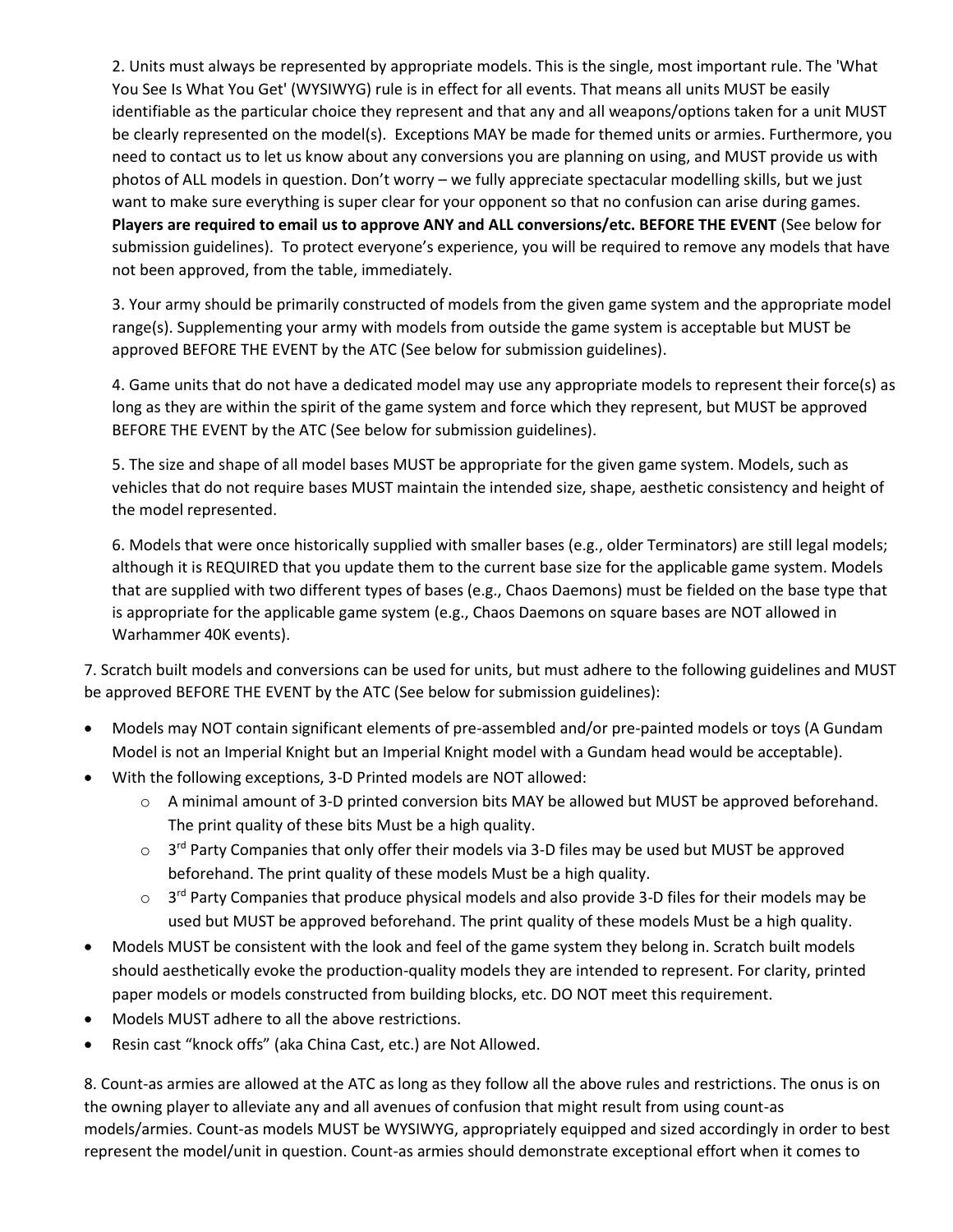2. Units must always be represented by appropriate models. This is the single, most important rule. The 'What You See Is What You Get' (WYSIWYG) rule is in effect for all events. That means all units MUST be easily identifiable as the particular choice they represent and that any and all weapons/options taken for a unit MUST be clearly represented on the model(s). Exceptions MAY be made for themed units or armies. Furthermore, you need to contact us to let us know about any conversions you are planning on using, and MUST provide us with photos of ALL models in question. Don't worry – we fully appreciate spectacular modelling skills, but we just want to make sure everything is super clear for your opponent so that no confusion can arise during games. **Players are required to email us to approve ANY and ALL conversions/etc. BEFORE THE EVENT** (See below for submission guidelines). To protect everyone's experience, you will be required to remove any models that have not been approved, from the table, immediately.

3. Your army should be primarily constructed of models from the given game system and the appropriate model range(s). Supplementing your army with models from outside the game system is acceptable but MUST be approved BEFORE THE EVENT by the ATC (See below for submission guidelines).

4. Game units that do not have a dedicated model may use any appropriate models to represent their force(s) as long as they are within the spirit of the game system and force which they represent, but MUST be approved BEFORE THE EVENT by the ATC (See below for submission guidelines).

5. The size and shape of all model bases MUST be appropriate for the given game system. Models, such as vehicles that do not require bases MUST maintain the intended size, shape, aesthetic consistency and height of the model represented.

6. Models that were once historically supplied with smaller bases (e.g., older Terminators) are still legal models; although it is REQUIRED that you update them to the current base size for the applicable game system. Models that are supplied with two different types of bases (e.g., Chaos Daemons) must be fielded on the base type that is appropriate for the applicable game system (e.g., Chaos Daemons on square bases are NOT allowed in Warhammer 40K events).

7. Scratch built models and conversions can be used for units, but must adhere to the following guidelines and MUST be approved BEFORE THE EVENT by the ATC (See below for submission guidelines):

- Models may NOT contain significant elements of pre-assembled and/or pre-painted models or toys (A Gundam Model is not an Imperial Knight but an Imperial Knight model with a Gundam head would be acceptable).
- With the following exceptions, 3-D Printed models are NOT allowed:
  - A minimal amount of 3-D printed conversion bits MAY be allowed but MUST be approved beforehand. The print quality of these bits Must be a high quality.
  - 3rd Party Companies that only offer their models via 3-D files may be used but MUST be approved beforehand. The print quality of these models Must be a high quality.
  - 3rd Party Companies that produce physical models and also provide 3-D files for their models may be used but MUST be approved beforehand. The print quality of these models Must be a high quality.
- Models MUST be consistent with the look and feel of the game system they belong in. Scratch built models should aesthetically evoke the production-quality models they are intended to represent. For clarity, printed paper models or models constructed from building blocks, etc. DO NOT meet this requirement.
- Models MUST adhere to all the above restrictions.
- Resin cast "knock offs" (aka China Cast, etc.) are Not Allowed.

8. Count-as armies are allowed at the ATC as long as they follow all the above rules and restrictions. The onus is on the owning player to alleviate any and all avenues of confusion that might result from using count-as models/armies. Count-as models MUST be WYSIWYG, appropriately equipped and sized accordingly in order to best represent the model/unit in question. Count-as armies should demonstrate exceptional effort when it comes to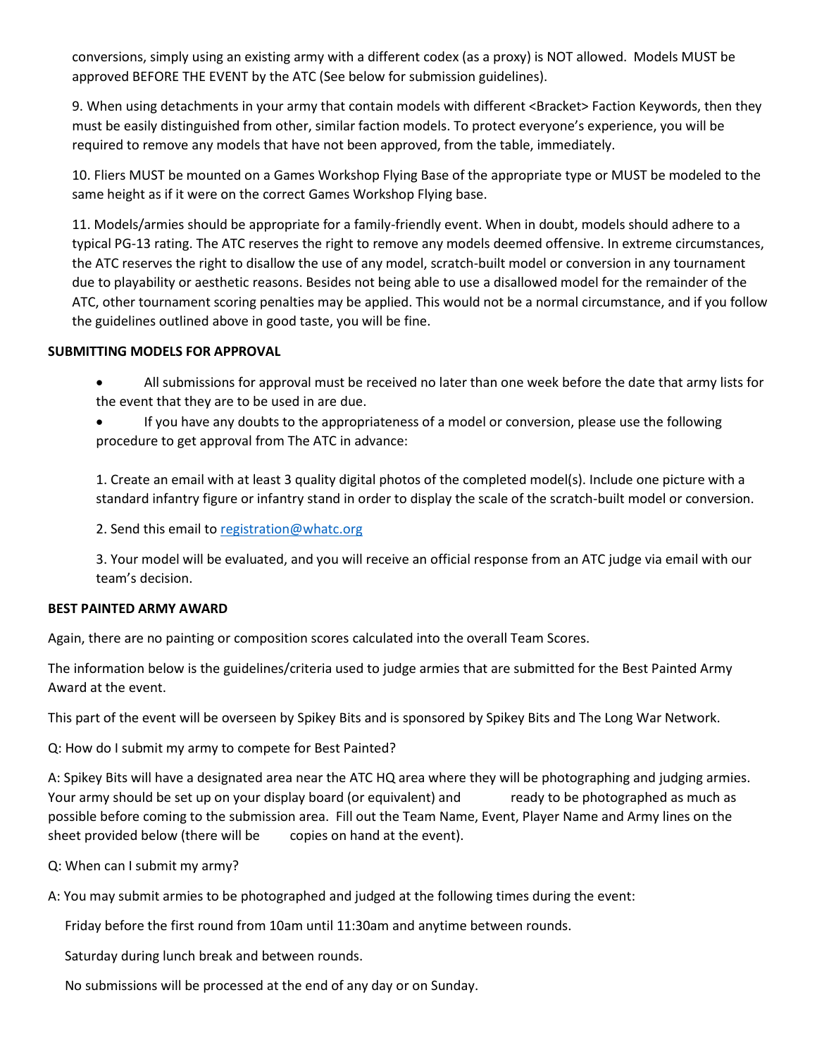conversions, simply using an existing army with a different codex (as a proxy) is NOT allowed. Models MUST be approved BEFORE THE EVENT by the ATC (See below for submission guidelines).

9. When using detachments in your army that contain models with different <Bracket> Faction Keywords, then they must be easily distinguished from other, similar faction models. To protect everyone's experience, you will be required to remove any models that have not been approved, from the table, immediately.

10. Fliers MUST be mounted on a Games Workshop Flying Base of the appropriate type or MUST be modeled to the same height as if it were on the correct Games Workshop Flying base.

11. Models/armies should be appropriate for a family-friendly event. When in doubt, models should adhere to a typical PG-13 rating. The ATC reserves the right to remove any models deemed offensive. In extreme circumstances, the ATC reserves the right to disallow the use of any model, scratch-built model or conversion in any tournament due to playability or aesthetic reasons. Besides not being able to use a disallowed model for the remainder of the ATC, other tournament scoring penalties may be applied. This would not be a normal circumstance, and if you follow the guidelines outlined above in good taste, you will be fine.

**SUBMITTING MODELS FOR APPROVAL**

- All submissions for approval must be received no later than one week before the date that army lists for the event that they are to be used in are due.
- If you have any doubts to the appropriateness of a model or conversion, please use the following procedure to get approval from The ATC in advance:

1. Create an email with at least 3 quality digital photos of the completed model(s). Include one picture with a standard infantry figure or infantry stand in order to display the scale of the scratch-built model or conversion.

2. Send this email to registration@whatc.org

3. Your model will be evaluated, and you will receive an official response from an ATC judge via email with our team's decision.

**BEST PAINTED ARMY AWARD**

Again, there are no painting or composition scores calculated into the overall Team Scores.

The information below is the guidelines/criteria used to judge armies that are submitted for the Best Painted Army Award at the event.

This part of the event will be overseen by Spikey Bits and is sponsored by Spikey Bits and The Long War Network.

Q: How do I submit my army to compete for Best Painted?

A: Spikey Bits will have a designated area near the ATC HQ area where they will be photographing and judging armies. Your army should be set up on your display board (or equivalent) and ready to be photographed as much as possible before coming to the submission area. Fill out the Team Name, Event, Player Name and Army lines on the sheet provided below (there will be copies on hand at the event).

Q: When can I submit my army?

A: You may submit armies to be photographed and judged at the following times during the event:

Friday before the first round from 10am until 11:30am and anytime between rounds.

Saturday during lunch break and between rounds.

No submissions will be processed at the end of any day or on Sunday.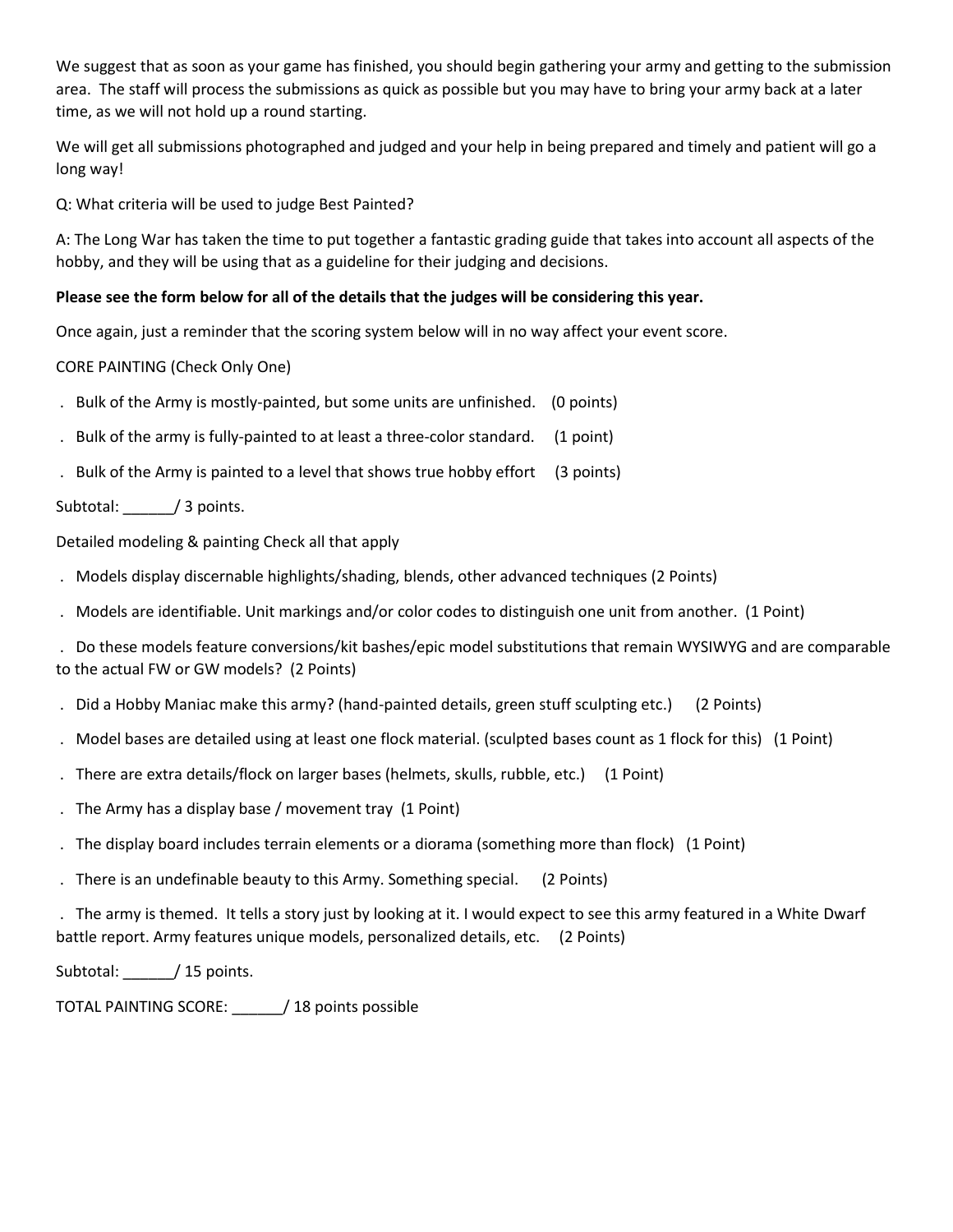We suggest that as soon as your game has finished, you should begin gathering your army and getting to the submission area. The staff will process the submissions as quick as possible but you may have to bring your army back at a later time, as we will not hold up a round starting.

We will get all submissions photographed and judged and your help in being prepared and timely and patient will go a long way!

Q: What criteria will be used to judge Best Painted?

A: The Long War has taken the time to put together a fantastic grading guide that takes into account all aspects of the hobby, and they will be using that as a guideline for their judging and decisions.

**Please see the form below for all of the details that the judges will be considering this year.**

Once again, just a reminder that the scoring system below will in no way affect your event score.

CORE PAINTING (Check Only One)

- Bulk of the Army is mostly-painted, but some units are unfinished. (0 points)
- Bulk of the army is fully-painted to at least a three-color standard. (1 point)
- Bulk of the Army is painted to a level that shows true hobby effort (3 points)

Subtotal: ______/ 3 points.

Detailed modeling & painting Check all that apply

- Models display discernable highlights/shading, blends, other advanced techniques (2 Points)
- Models are identifiable. Unit markings and/or color codes to distinguish one unit from another. (1 Point)
- Do these models feature conversions/kit bashes/epic model substitutions that remain WYSIWYG and are comparable to the actual FW or GW models? (2 Points)
- Did a Hobby Maniac make this army? (hand-painted details, green stuff sculpting etc.) (2 Points)
- Model bases are detailed using at least one flock material. (sculpted bases count as 1 flock for this) (1 Point)
- There are extra details/flock on larger bases (helmets, skulls, rubble, etc.) (1 Point)
- The Army has a display base / movement tray (1 Point)
- The display board includes terrain elements or a diorama (something more than flock) (1 Point)
- There is an undefinable beauty to this Army. Something special. (2 Points)
- The army is themed. It tells a story just by looking at it. I would expect to see this army featured in a White Dwarf battle report. Army features unique models, personalized details, etc. (2 Points)

Subtotal: ______/ 15 points.

TOTAL PAINTING SCORE: ______/ 18 points possible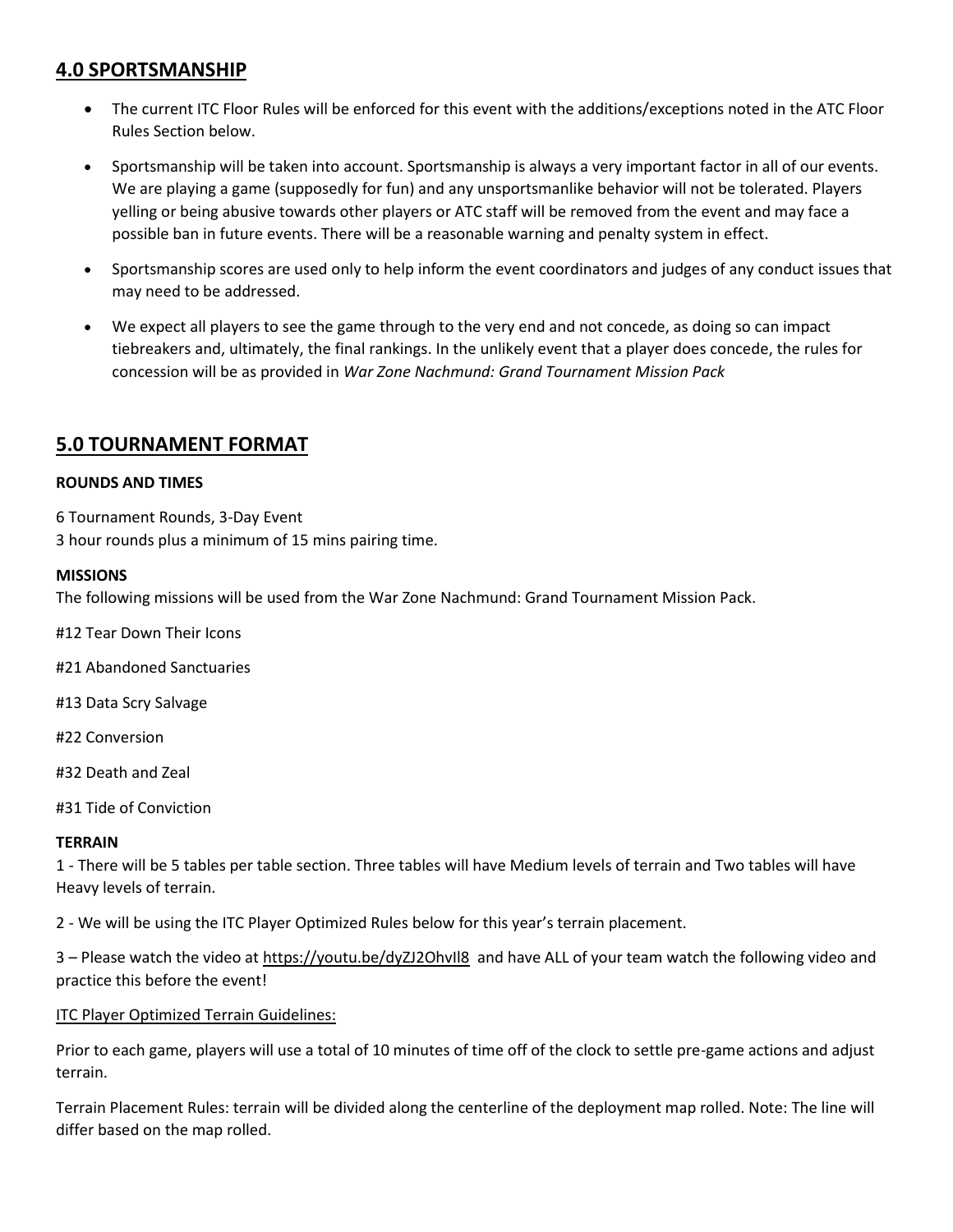## 4.0 SPORTSMANSHIP

- The current ITC Floor Rules will be enforced for this event with the additions/exceptions noted in the ATC Floor Rules Section below.
- Sportsmanship will be taken into account. Sportsmanship is always a very important factor in all of our events. We are playing a game (supposedly for fun) and any unsportsmanlike behavior will not be tolerated. Players yelling or being abusive towards other players or ATC staff will be removed from the event and may face a possible ban in future events. There will be a reasonable warning and penalty system in effect.
- Sportsmanship scores are used only to help inform the event coordinators and judges of any conduct issues that may need to be addressed.
- We expect all players to see the game through to the very end and not concede, as doing so can impact tiebreakers and, ultimately, the final rankings. In the unlikely event that a player does concede, the rules for concession will be as provided in *War Zone Nachmund: Grand Tournament Mission Pack*

## 5.0 TOURNAMENT FORMAT

**ROUNDS AND TIMES**

6 Tournament Rounds, 3-Day Event
3 hour rounds plus a minimum of 15 mins pairing time.

**MISSIONS**

The following missions will be used from the War Zone Nachmund: Grand Tournament Mission Pack.

#12 Tear Down Their Icons

#21 Abandoned Sanctuaries

#13 Data Scry Salvage

#22 Conversion

#32 Death and Zeal

#31 Tide of Conviction

**TERRAIN**

1 - There will be 5 tables per table section. Three tables will have Medium levels of terrain and Two tables will have Heavy levels of terrain.

2 - We will be using the ITC Player Optimized Rules below for this year's terrain placement.

3 – Please watch the video at https://youtu.be/dyZJ2OhvIl8 and have ALL of your team watch the following video and practice this before the event!

ITC Player Optimized Terrain Guidelines:

Prior to each game, players will use a total of 10 minutes of time off of the clock to settle pre-game actions and adjust terrain.

Terrain Placement Rules: terrain will be divided along the centerline of the deployment map rolled. Note: The line will differ based on the map rolled.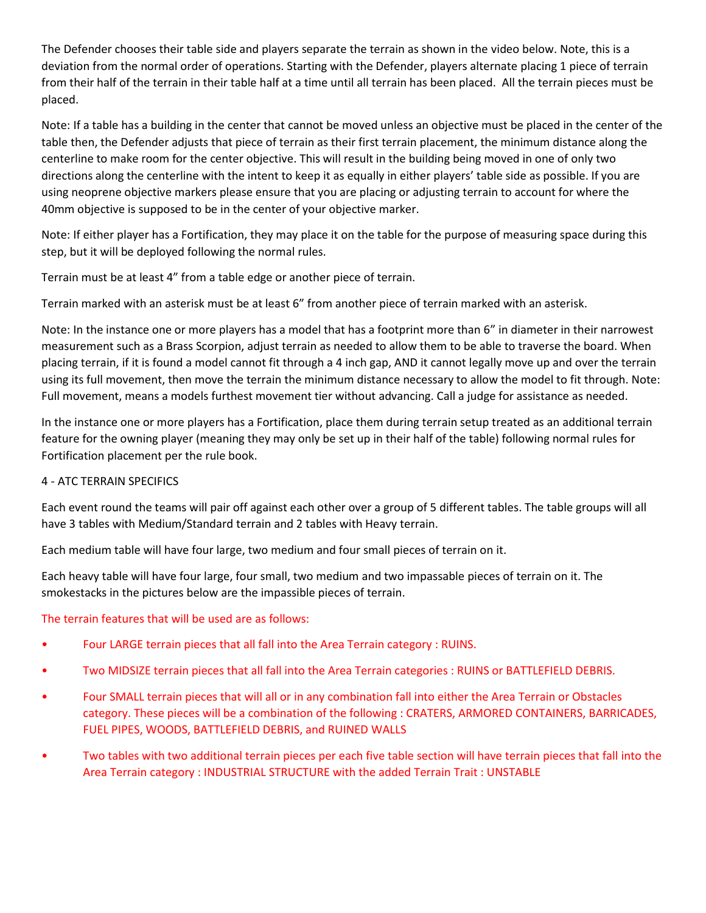The Defender chooses their table side and players separate the terrain as shown in the video below. Note, this is a deviation from the normal order of operations. Starting with the Defender, players alternate placing 1 piece of terrain from their half of the terrain in their table half at a time until all terrain has been placed. All the terrain pieces must be placed.

Note: If a table has a building in the center that cannot be moved unless an objective must be placed in the center of the table then, the Defender adjusts that piece of terrain as their first terrain placement, the minimum distance along the centerline to make room for the center objective. This will result in the building being moved in one of only two directions along the centerline with the intent to keep it as equally in either players' table side as possible. If you are using neoprene objective markers please ensure that you are placing or adjusting terrain to account for where the 40mm objective is supposed to be in the center of your objective marker.

Note: If either player has a Fortification, they may place it on the table for the purpose of measuring space during this step, but it will be deployed following the normal rules.

Terrain must be at least 4" from a table edge or another piece of terrain.

Terrain marked with an asterisk must be at least 6" from another piece of terrain marked with an asterisk.

Note: In the instance one or more players has a model that has a footprint more than 6" in diameter in their narrowest measurement such as a Brass Scorpion, adjust terrain as needed to allow them to be able to traverse the board. When placing terrain, if it is found a model cannot fit through a 4 inch gap, AND it cannot legally move up and over the terrain using its full movement, then move the terrain the minimum distance necessary to allow the model to fit through. Note: Full movement, means a models furthest movement tier without advancing. Call a judge for assistance as needed.

In the instance one or more players has a Fortification, place them during terrain setup treated as an additional terrain feature for the owning player (meaning they may only be set up in their half of the table) following normal rules for Fortification placement per the rule book.

4 - ATC TERRAIN SPECIFICS

Each event round the teams will pair off against each other over a group of 5 different tables. The table groups will all have 3 tables with Medium/Standard terrain and 2 tables with Heavy terrain.

Each medium table will have four large, two medium and four small pieces of terrain on it.

Each heavy table will have four large, four small, two medium and two impassable pieces of terrain on it. The smokestacks in the pictures below are the impassible pieces of terrain.

The terrain features that will be used are as follows:

- Four LARGE terrain pieces that all fall into the Area Terrain category : RUINS.
- Two MIDSIZE terrain pieces that all fall into the Area Terrain categories : RUINS or BATTLEFIELD DEBRIS.
- Four SMALL terrain pieces that will all or in any combination fall into either the Area Terrain or Obstacles category. These pieces will be a combination of the following : CRATERS, ARMORED CONTAINERS, BARRICADES, FUEL PIPES, WOODS, BATTLEFIELD DEBRIS, and RUINED WALLS
- Two tables with two additional terrain pieces per each five table section will have terrain pieces that fall into the Area Terrain category : INDUSTRIAL STRUCTURE with the added Terrain Trait : UNSTABLE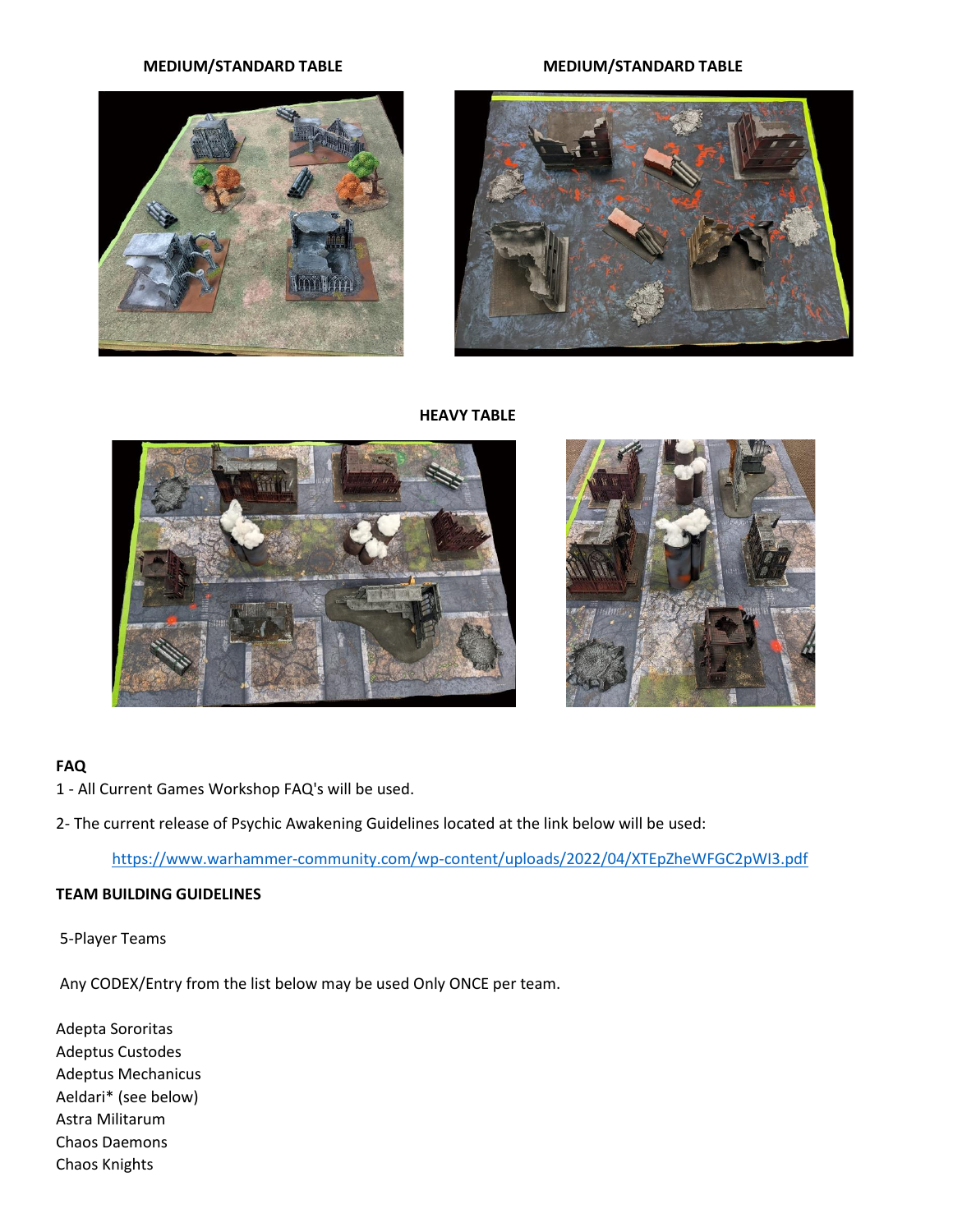**MEDIUM/STANDARD TABLE**

**MEDIUM/STANDARD TABLE**

**HEAVY TABLE**

**FAQ**

1 - All Current Games Workshop FAQ's will be used.

2- The current release of Psychic Awakening Guidelines located at the link below will be used:

https://www.warhammer-community.com/wp-content/uploads/2022/04/XTEpZheWFGC2pWI3.pdf

**TEAM BUILDING GUIDELINES**

5-Player Teams

Any CODEX/Entry from the list below may be used Only ONCE per team.

Adepta Sororitas
Adeptus Custodes
Adeptus Mechanicus
Aeldari* (see below)
Astra Militarum
Chaos Daemons
Chaos Knights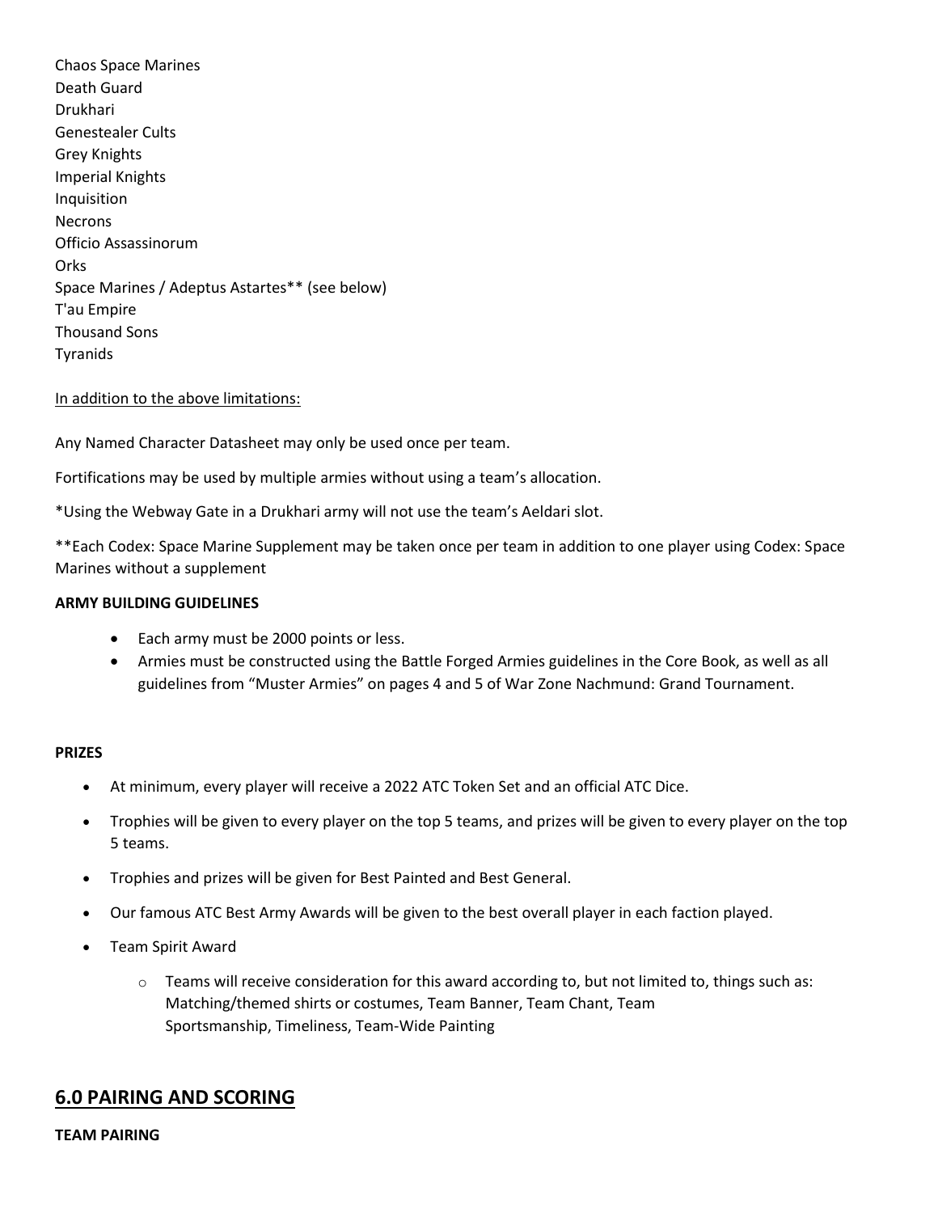Chaos Space Marines
Death Guard
Drukhari
Genestealer Cults
Grey Knights
Imperial Knights
Inquisition
Necrons
Officio Assassinorum
Orks
Space Marines / Adeptus Astartes** (see below)
T'au Empire
Thousand Sons
Tyranids

In addition to the above limitations:

Any Named Character Datasheet may only be used once per team.

Fortifications may be used by multiple armies without using a team's allocation.

*Using the Webway Gate in a Drukhari army will not use the team's Aeldari slot.

**Each Codex: Space Marine Supplement may be taken once per team in addition to one player using Codex: Space Marines without a supplement

**ARMY BUILDING GUIDELINES**

- Each army must be 2000 points or less.
- Armies must be constructed using the Battle Forged Armies guidelines in the Core Book, as well as all guidelines from "Muster Armies" on pages 4 and 5 of War Zone Nachmund: Grand Tournament.

**PRIZES**

- At minimum, every player will receive a 2022 ATC Token Set and an official ATC Dice.
- Trophies will be given to every player on the top 5 teams, and prizes will be given to every player on the top 5 teams.
- Trophies and prizes will be given for Best Painted and Best General.
- Our famous ATC Best Army Awards will be given to the best overall player in each faction played.
- Team Spirit Award
    - Teams will receive consideration for this award according to, but not limited to, things such as: Matching/themed shirts or costumes, Team Banner, Team Chant, Team Sportsmanship, Timeliness, Team-Wide Painting

## 6.0 PAIRING AND SCORING

**TEAM PAIRING**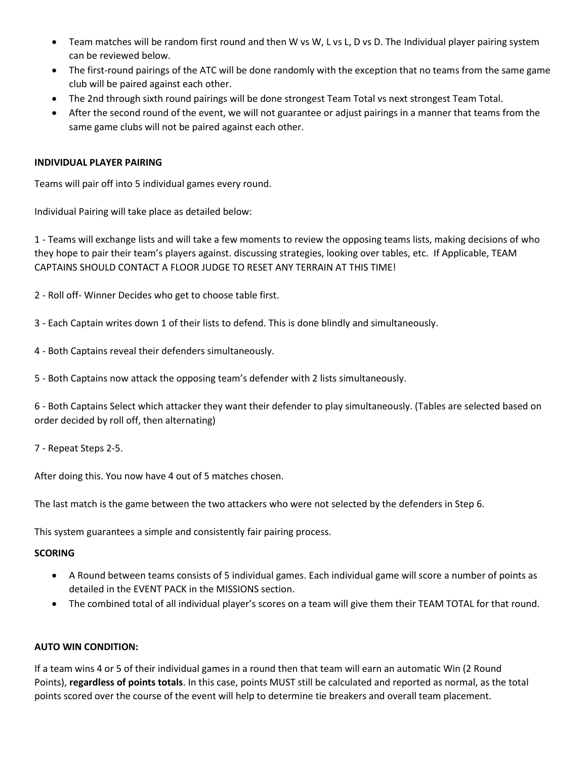- Team matches will be random first round and then W vs W, L vs L, D vs D. The Individual player pairing system can be reviewed below.
- The first-round pairings of the ATC will be done randomly with the exception that no teams from the same game club will be paired against each other.
- The 2nd through sixth round pairings will be done strongest Team Total vs next strongest Team Total.
- After the second round of the event, we will not guarantee or adjust pairings in a manner that teams from the same game clubs will not be paired against each other.

**INDIVIDUAL PLAYER PAIRING**

Teams will pair off into 5 individual games every round.

Individual Pairing will take place as detailed below:

1 - Teams will exchange lists and will take a few moments to review the opposing teams lists, making decisions of who they hope to pair their team's players against. discussing strategies, looking over tables, etc. If Applicable, TEAM CAPTAINS SHOULD CONTACT A FLOOR JUDGE TO RESET ANY TERRAIN AT THIS TIME!

2 - Roll off- Winner Decides who get to choose table first.

3 - Each Captain writes down 1 of their lists to defend. This is done blindly and simultaneously.

4 - Both Captains reveal their defenders simultaneously.

5 - Both Captains now attack the opposing team's defender with 2 lists simultaneously.

6 - Both Captains Select which attacker they want their defender to play simultaneously. (Tables are selected based on order decided by roll off, then alternating)

7 - Repeat Steps 2-5.

After doing this. You now have 4 out of 5 matches chosen.

The last match is the game between the two attackers who were not selected by the defenders in Step 6.

This system guarantees a simple and consistently fair pairing process.

**SCORING**

- A Round between teams consists of 5 individual games. Each individual game will score a number of points as detailed in the EVENT PACK in the MISSIONS section.
- The combined total of all individual player's scores on a team will give them their TEAM TOTAL for that round.

**AUTO WIN CONDITION:**

If a team wins 4 or 5 of their individual games in a round then that team will earn an automatic Win (2 Round Points), **regardless of points totals**. In this case, points MUST still be calculated and reported as normal, as the total points scored over the course of the event will help to determine tie breakers and overall team placement.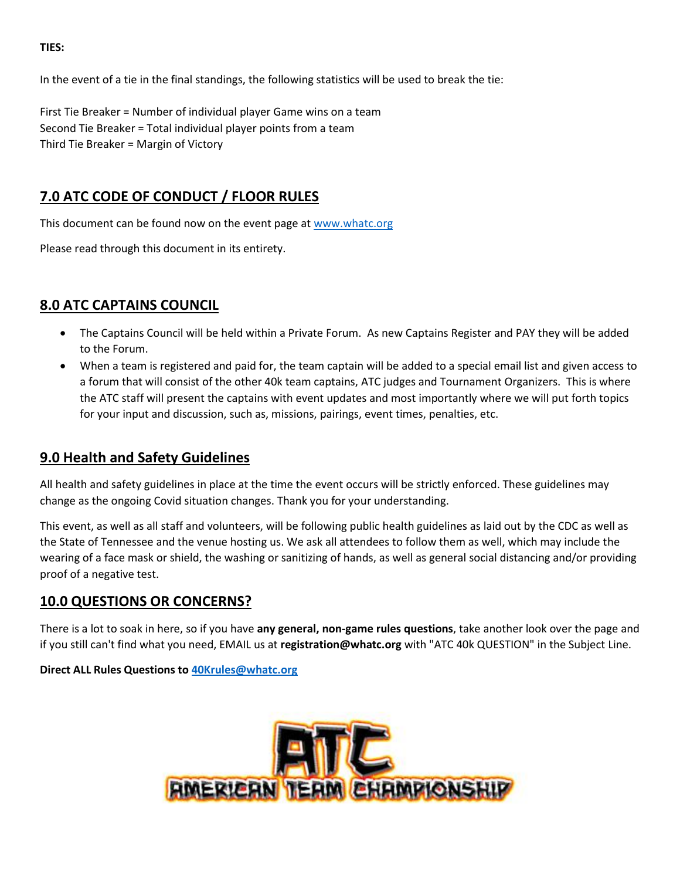**TIES:**

In the event of a tie in the final standings, the following statistics will be used to break the tie:

First Tie Breaker = Number of individual player Game wins on a team
Second Tie Breaker = Total individual player points from a team
Third Tie Breaker = Margin of Victory

## 7.0 ATC CODE OF CONDUCT / FLOOR RULES

This document can be found now on the event page at [www.whatc.org](http://www.whatc.org)

Please read through this document in its entirety.

## 8.0 ATC CAPTAINS COUNCIL

- The Captains Council will be held within a Private Forum. As new Captains Register and PAY they will be added to the Forum.
- When a team is registered and paid for, the team captain will be added to a special email list and given access to a forum that will consist of the other 40k team captains, ATC judges and Tournament Organizers. This is where the ATC staff will present the captains with event updates and most importantly where we will put forth topics for your input and discussion, such as, missions, pairings, event times, penalties, etc.

## 9.0 Health and Safety Guidelines

All health and safety guidelines in place at the time the event occurs will be strictly enforced. These guidelines may change as the ongoing Covid situation changes. Thank you for your understanding.

This event, as well as all staff and volunteers, will be following public health guidelines as laid out by the CDC as well as the State of Tennessee and the venue hosting us. We ask all attendees to follow them as well, which may include the wearing of a face mask or shield, the washing or sanitizing of hands, as well as general social distancing and/or providing proof of a negative test.

## 10.0 QUESTIONS OR CONCERNS?

There is a lot to soak in here, so if you have **any general, non-game rules questions**, take another look over the page and if you still can't find what you need, EMAIL us at **registration@whatc.org** with "ATC 40k QUESTION" in the Subject Line.

**Direct ALL Rules Questions to [40Krules@whatc.org](mailto:40Krules@whatc.org)**

ATC
AMERICAN TEAM CHAMPIONSHIP